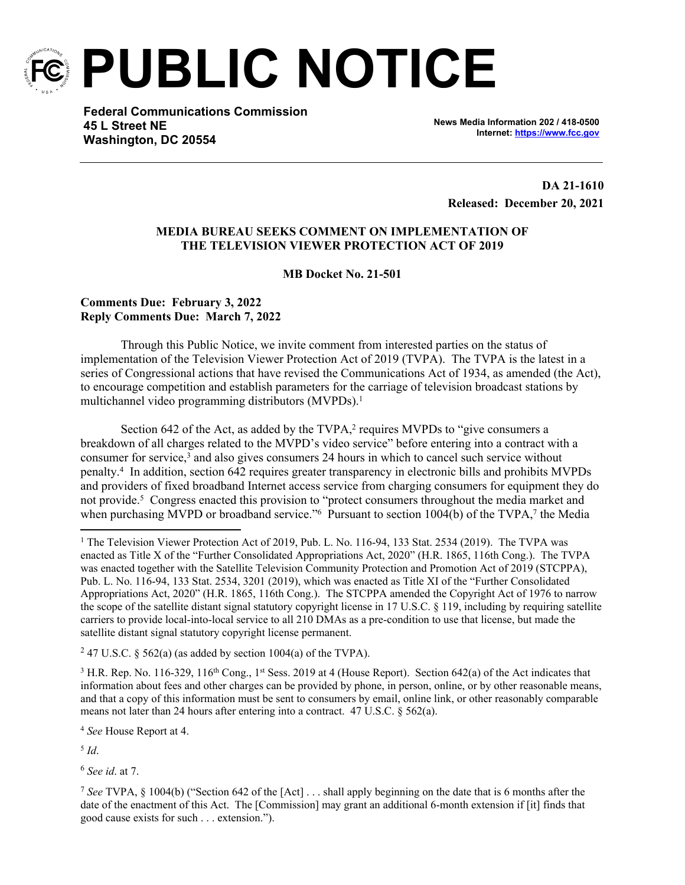# PUBLIC NOTICE

**Federal Communications Commission**
**45 L Street NE**
**Washington, DC 20554**

**News Media Information 202 / 418-0500**
**Internet: https://www.fcc.gov**

**DA 21-1610**
**Released: December 20, 2021**

**MEDIA BUREAU SEEKS COMMENT ON IMPLEMENTATION OF THE TELEVISION VIEWER PROTECTION ACT OF 2019**

**MB Docket No. 21-501**

**Comments Due: February 3, 2022**
**Reply Comments Due: March 7, 2022**

Through this Public Notice, we invite comment from interested parties on the status of implementation of the Television Viewer Protection Act of 2019 (TVPA). The TVPA is the latest in a series of Congressional actions that have revised the Communications Act of 1934, as amended (the Act), to encourage competition and establish parameters for the carriage of television broadcast stations by multichannel video programming distributors (MVPDs).[1]

Section 642 of the Act, as added by the TVPA,[2] requires MVPDs to "give consumers a breakdown of all charges related to the MVPD's video service" before entering into a contract with a consumer for service,[3] and also gives consumers 24 hours in which to cancel such service without penalty.[4] In addition, section 642 requires greater transparency in electronic bills and prohibits MVPDs and providers of fixed broadband Internet access service from charging consumers for equipment they do not provide.[5] Congress enacted this provision to "protect consumers throughout the media market and when purchasing MVPD or broadband service."[6] Pursuant to section 1004(b) of the TVPA,[7] the Media

---

[1] The Television Viewer Protection Act of 2019, Pub. L. No. 116-94, 133 Stat. 2534 (2019). The TVPA was enacted as Title X of the "Further Consolidated Appropriations Act, 2020" (H.R. 1865, 116th Cong.). The TVPA was enacted together with the Satellite Television Community Protection and Promotion Act of 2019 (STCPPA), Pub. L. No. 116-94, 133 Stat. 2534, 3201 (2019), which was enacted as Title XI of the "Further Consolidated Appropriations Act, 2020" (H.R. 1865, 116th Cong.). The STCPPA amended the Copyright Act of 1976 to narrow the scope of the satellite distant signal statutory copyright license in 17 U.S.C. § 119, including by requiring satellite carriers to provide local-into-local service to all 210 DMAs as a pre-condition to use that license, but made the satellite distant signal statutory copyright license permanent.

[2] 47 U.S.C. § 562(a) (as added by section 1004(a) of the TVPA).

[3] H.R. Rep. No. 116-329, 116th Cong., 1st Sess. 2019 at 4 (House Report). Section 642(a) of the Act indicates that information about fees and other charges can be provided by phone, in person, online, or by other reasonable means, and that a copy of this information must be sent to consumers by email, online link, or other reasonably comparable means not later than 24 hours after entering into a contract. 47 U.S.C. § 562(a).

[4] *See* House Report at 4.

[5] *Id*.

[6] *See id*. at 7.

[7] *See* TVPA, § 1004(b) ("Section 642 of the [Act] . . . shall apply beginning on the date that is 6 months after the date of the enactment of this Act. The [Commission] may grant an additional 6-month extension if [it] finds that good cause exists for such . . . extension.").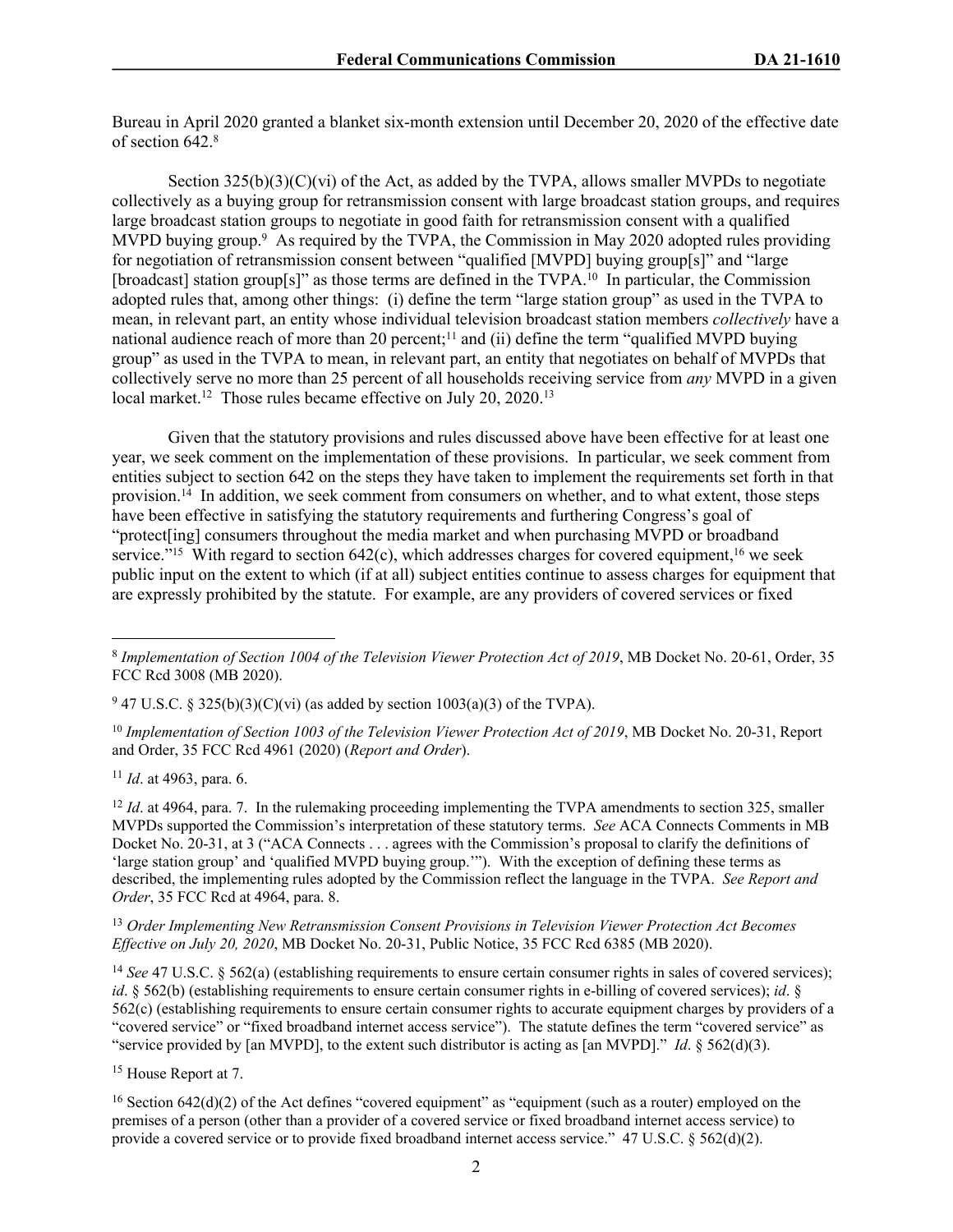Bureau in April 2020 granted a blanket six-month extension until December 20, 2020 of the effective date of section 642.[8]

Section 325(b)(3)(C)(vi) of the Act, as added by the TVPA, allows smaller MVPDs to negotiate collectively as a buying group for retransmission consent with large broadcast station groups, and requires large broadcast station groups to negotiate in good faith for retransmission consent with a qualified MVPD buying group.[9] As required by the TVPA, the Commission in May 2020 adopted rules providing for negotiation of retransmission consent between "qualified [MVPD] buying group[s]" and "large [broadcast] station group[s]" as those terms are defined in the TVPA.[10] In particular, the Commission adopted rules that, among other things: (i) define the term "large station group" as used in the TVPA to mean, in relevant part, an entity whose individual television broadcast station members *collectively* have a national audience reach of more than 20 percent;[11] and (ii) define the term "qualified MVPD buying group" as used in the TVPA to mean, in relevant part, an entity that negotiates on behalf of MVPDs that collectively serve no more than 25 percent of all households receiving service from *any* MVPD in a given local market.[12] Those rules became effective on July 20, 2020.[13]

Given that the statutory provisions and rules discussed above have been effective for at least one year, we seek comment on the implementation of these provisions. In particular, we seek comment from entities subject to section 642 on the steps they have taken to implement the requirements set forth in that provision.[14] In addition, we seek comment from consumers on whether, and to what extent, those steps have been effective in satisfying the statutory requirements and furthering Congress's goal of "protect[ing] consumers throughout the media market and when purchasing MVPD or broadband service."[15] With regard to section 642(c), which addresses charges for covered equipment,[16] we seek public input on the extent to which (if at all) subject entities continue to assess charges for equipment that are expressly prohibited by the statute. For example, are any providers of covered services or fixed

---

[8] *Implementation of Section 1004 of the Television Viewer Protection Act of 2019*, MB Docket No. 20-61, Order, 35 FCC Rcd 3008 (MB 2020).

[9] 47 U.S.C. § 325(b)(3)(C)(vi) (as added by section 1003(a)(3) of the TVPA).

[10] *Implementation of Section 1003 of the Television Viewer Protection Act of 2019*, MB Docket No. 20-31, Report and Order, 35 FCC Rcd 4961 (2020) (*Report and Order*).

[11] *Id*. at 4963, para. 6.

[12] *Id*. at 4964, para. 7. In the rulemaking proceeding implementing the TVPA amendments to section 325, smaller MVPDs supported the Commission's interpretation of these statutory terms. *See* ACA Connects Comments in MB Docket No. 20-31, at 3 ("ACA Connects . . . agrees with the Commission's proposal to clarify the definitions of 'large station group' and 'qualified MVPD buying group.'"). With the exception of defining these terms as described, the implementing rules adopted by the Commission reflect the language in the TVPA. *See Report and Order*, 35 FCC Rcd at 4964, para. 8.

[13] *Order Implementing New Retransmission Consent Provisions in Television Viewer Protection Act Becomes Effective on July 20, 2020*, MB Docket No. 20-31, Public Notice, 35 FCC Rcd 6385 (MB 2020).

[14] *See* 47 U.S.C. § 562(a) (establishing requirements to ensure certain consumer rights in sales of covered services); *id*. § 562(b) (establishing requirements to ensure certain consumer rights in e-billing of covered services); *id*. § 562(c) (establishing requirements to ensure certain consumer rights to accurate equipment charges by providers of a "covered service" or "fixed broadband internet access service"). The statute defines the term "covered service" as "service provided by [an MVPD], to the extent such distributor is acting as [an MVPD]." *Id*. § 562(d)(3).

[15] House Report at 7.

[16] Section 642(d)(2) of the Act defines "covered equipment" as "equipment (such as a router) employed on the premises of a person (other than a provider of a covered service or fixed broadband internet access service) to provide a covered service or to provide fixed broadband internet access service." 47 U.S.C. § 562(d)(2).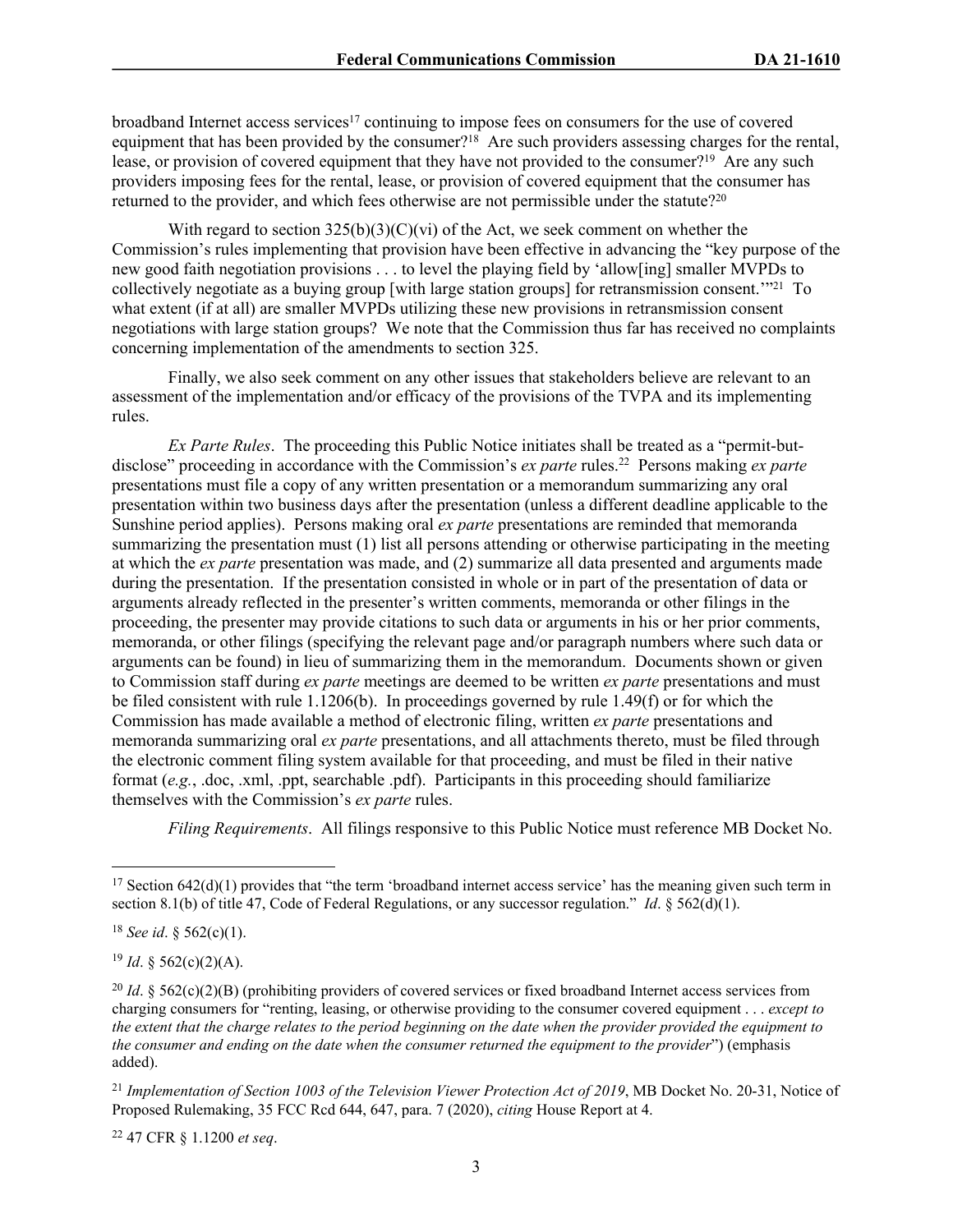broadband Internet access services[17] continuing to impose fees on consumers for the use of covered equipment that has been provided by the consumer?[18] Are such providers assessing charges for the rental, lease, or provision of covered equipment that they have not provided to the consumer?[19] Are any such providers imposing fees for the rental, lease, or provision of covered equipment that the consumer has returned to the provider, and which fees otherwise are not permissible under the statute?[20]

With regard to section 325(b)(3)(C)(vi) of the Act, we seek comment on whether the Commission's rules implementing that provision have been effective in advancing the "key purpose of the new good faith negotiation provisions . . . to level the playing field by 'allow[ing] smaller MVPDs to collectively negotiate as a buying group [with large station groups] for retransmission consent.'"[21] To what extent (if at all) are smaller MVPDs utilizing these new provisions in retransmission consent negotiations with large station groups? We note that the Commission thus far has received no complaints concerning implementation of the amendments to section 325.

Finally, we also seek comment on any other issues that stakeholders believe are relevant to an assessment of the implementation and/or efficacy of the provisions of the TVPA and its implementing rules.

*Ex Parte Rules*. The proceeding this Public Notice initiates shall be treated as a "permit-but-disclose" proceeding in accordance with the Commission's *ex parte* rules.[22] Persons making *ex parte* presentations must file a copy of any written presentation or a memorandum summarizing any oral presentation within two business days after the presentation (unless a different deadline applicable to the Sunshine period applies). Persons making oral *ex parte* presentations are reminded that memoranda summarizing the presentation must (1) list all persons attending or otherwise participating in the meeting at which the *ex parte* presentation was made, and (2) summarize all data presented and arguments made during the presentation. If the presentation consisted in whole or in part of the presentation of data or arguments already reflected in the presenter's written comments, memoranda or other filings in the proceeding, the presenter may provide citations to such data or arguments in his or her prior comments, memoranda, or other filings (specifying the relevant page and/or paragraph numbers where such data or arguments can be found) in lieu of summarizing them in the memorandum. Documents shown or given to Commission staff during *ex parte* meetings are deemed to be written *ex parte* presentations and must be filed consistent with rule 1.1206(b). In proceedings governed by rule 1.49(f) or for which the Commission has made available a method of electronic filing, written *ex parte* presentations and memoranda summarizing oral *ex parte* presentations, and all attachments thereto, must be filed through the electronic comment filing system available for that proceeding, and must be filed in their native format (*e.g.*, .doc, .xml, .ppt, searchable .pdf). Participants in this proceeding should familiarize themselves with the Commission's *ex parte* rules.

*Filing Requirements*. All filings responsive to this Public Notice must reference MB Docket No.

---

[17] Section 642(d)(1) provides that "the term 'broadband internet access service' has the meaning given such term in section 8.1(b) of title 47, Code of Federal Regulations, or any successor regulation." *Id*. § 562(d)(1).

[18] *See id*. § 562(c)(1).

[19] *Id*. § 562(c)(2)(A).

[20] *Id*. § 562(c)(2)(B) (prohibiting providers of covered services or fixed broadband Internet access services from charging consumers for "renting, leasing, or otherwise providing to the consumer covered equipment . . . *except to the extent that the charge relates to the period beginning on the date when the provider provided the equipment to the consumer and ending on the date when the consumer returned the equipment to the provider*") (emphasis added).

[21] *Implementation of Section 1003 of the Television Viewer Protection Act of 2019*, MB Docket No. 20-31, Notice of Proposed Rulemaking, 35 FCC Rcd 644, 647, para. 7 (2020), *citing* House Report at 4.

[22] 47 CFR § 1.1200 *et seq*.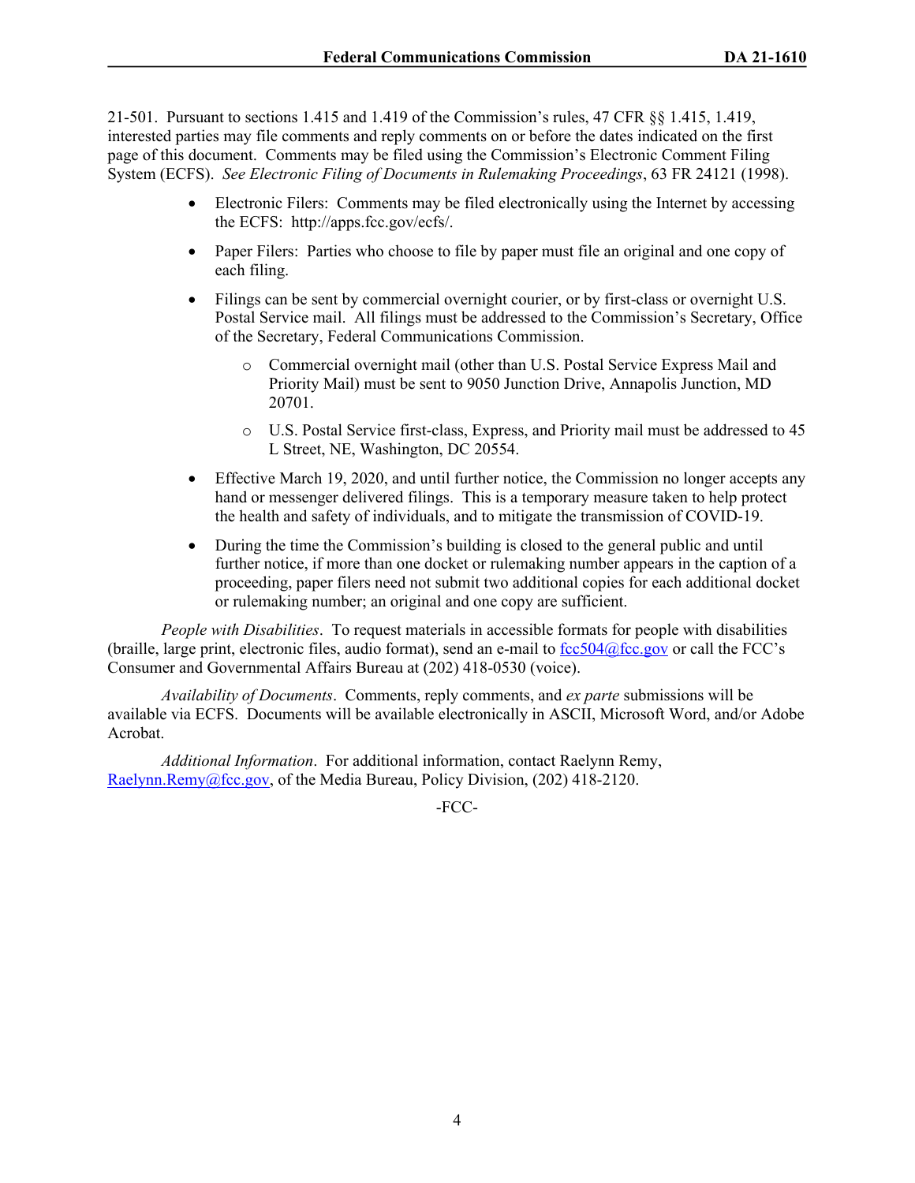21-501. Pursuant to sections 1.415 and 1.419 of the Commission's rules, 47 CFR §§ 1.415, 1.419, interested parties may file comments and reply comments on or before the dates indicated on the first page of this document. Comments may be filed using the Commission's Electronic Comment Filing System (ECFS). *See Electronic Filing of Documents in Rulemaking Proceedings*, 63 FR 24121 (1998).

- Electronic Filers: Comments may be filed electronically using the Internet by accessing the ECFS: http://apps.fcc.gov/ecfs/.
- Paper Filers: Parties who choose to file by paper must file an original and one copy of each filing.
- Filings can be sent by commercial overnight courier, or by first-class or overnight U.S. Postal Service mail. All filings must be addressed to the Commission's Secretary, Office of the Secretary, Federal Communications Commission.
  - Commercial overnight mail (other than U.S. Postal Service Express Mail and Priority Mail) must be sent to 9050 Junction Drive, Annapolis Junction, MD 20701.
  - U.S. Postal Service first-class, Express, and Priority mail must be addressed to 45 L Street, NE, Washington, DC 20554.
- Effective March 19, 2020, and until further notice, the Commission no longer accepts any hand or messenger delivered filings. This is a temporary measure taken to help protect the health and safety of individuals, and to mitigate the transmission of COVID-19.
- During the time the Commission's building is closed to the general public and until further notice, if more than one docket or rulemaking number appears in the caption of a proceeding, paper filers need not submit two additional copies for each additional docket or rulemaking number; an original and one copy are sufficient.

*People with Disabilities*. To request materials in accessible formats for people with disabilities (braille, large print, electronic files, audio format), send an e-mail to fcc504@fcc.gov or call the FCC's Consumer and Governmental Affairs Bureau at (202) 418-0530 (voice).

*Availability of Documents*. Comments, reply comments, and *ex parte* submissions will be available via ECFS. Documents will be available electronically in ASCII, Microsoft Word, and/or Adobe Acrobat.

*Additional Information*. For additional information, contact Raelynn Remy, Raelynn.Remy@fcc.gov, of the Media Bureau, Policy Division, (202) 418-2120.

-FCC-